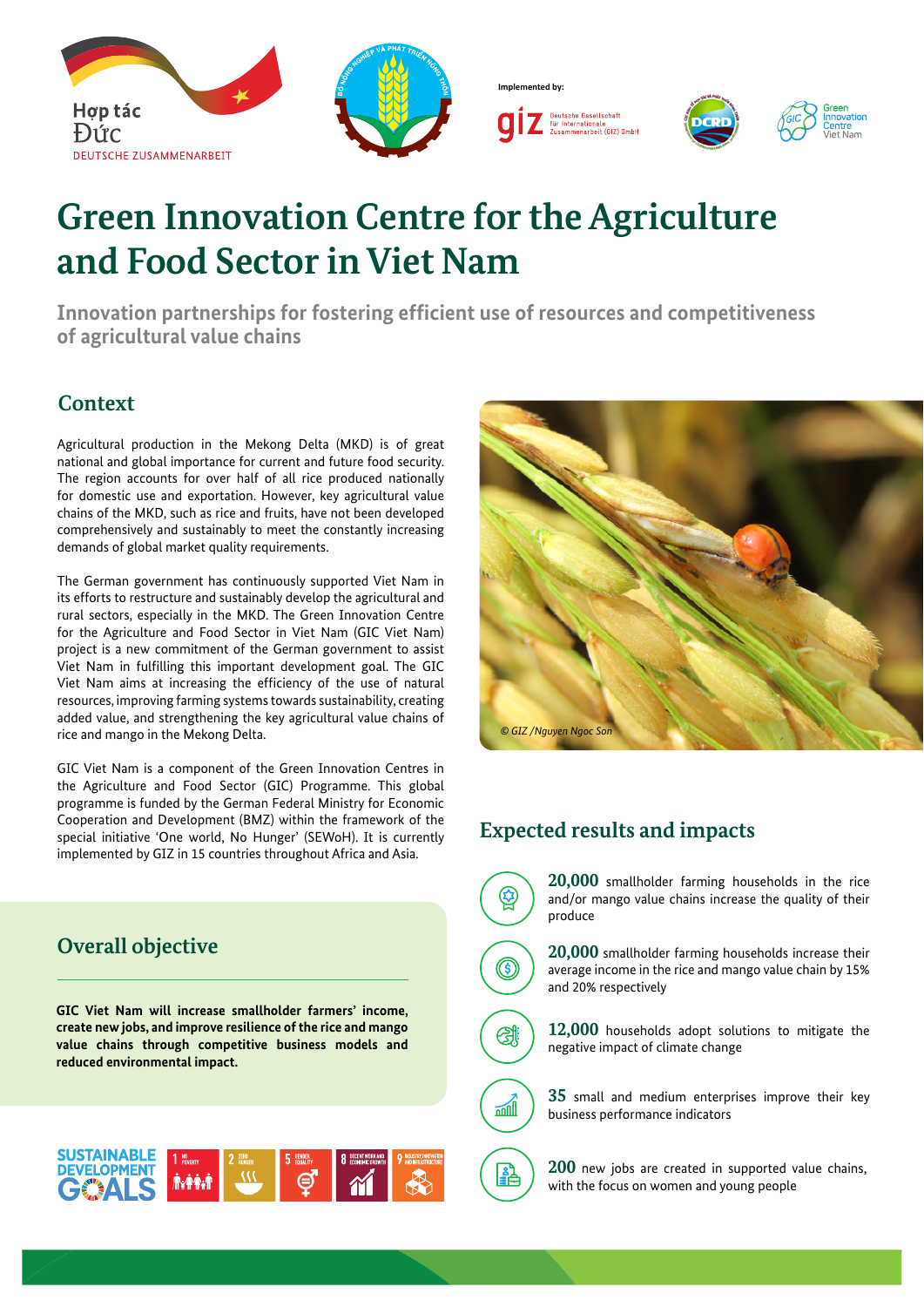Hợp tác Đức
DEUTSCHE ZUSAMMENARBEIT

Implemented by:

giz Deutsche Gesellschaft für Internationale Zusammenarbeit (GIZ) GmbH

Green Innovation Centre Viet Nam

# Green Innovation Centre for the Agriculture and Food Sector in Viet Nam

## Innovation partnerships for fostering efficient use of resources and competitiveness of agricultural value chains

## Context

Agricultural production in the Mekong Delta (MKD) is of great national and global importance for current and future food security. The region accounts for over half of all rice produced nationally for domestic use and exportation. However, key agricultural value chains of the MKD, such as rice and fruits, have not been developed comprehensively and sustainably to meet the constantly increasing demands of global market quality requirements.

The German government has continuously supported Viet Nam in its efforts to restructure and sustainably develop the agricultural and rural sectors, especially in the MKD. The Green Innovation Centre for the Agriculture and Food Sector in Viet Nam (GIC Viet Nam) project is a new commitment of the German government to assist Viet Nam in fulfilling this important development goal. The GIC Viet Nam aims at increasing the efficiency of the use of natural resources, improving farming systems towards sustainability, creating added value, and strengthening the key agricultural value chains of rice and mango in the Mekong Delta.

GIC Viet Nam is a component of the Green Innovation Centres in the Agriculture and Food Sector (GIC) Programme. This global programme is funded by the German Federal Ministry for Economic Cooperation and Development (BMZ) within the framework of the special initiative 'One world, No Hunger' (SEWoH). It is currently implemented by GIZ in 15 countries throughout Africa and Asia.

*© GIZ /Nguyen Ngoc Son*

## Overall objective

**GIC Viet Nam will increase smallholder farmers' income, create new jobs, and improve resilience of the rice and mango value chains through competitive business models and reduced environmental impact.**

SUSTAINABLE DEVELOPMENT GOALS: 1 No Poverty; 2 Zero Hunger; 5 Gender Equality; 8 Decent Work and Economic Growth; 9 Industry, Innovation and Infrastructure

## Expected results and impacts

- **20,000** smallholder farming households in the rice and/or mango value chains increase the quality of their produce
- **20,000** smallholder farming households increase their average income in the rice and mango value chain by 15% and 20% respectively
- **12,000** households adopt solutions to mitigate the negative impact of climate change
- **35** small and medium enterprises improve their key business performance indicators
- **200** new jobs are created in supported value chains, with the focus on women and young people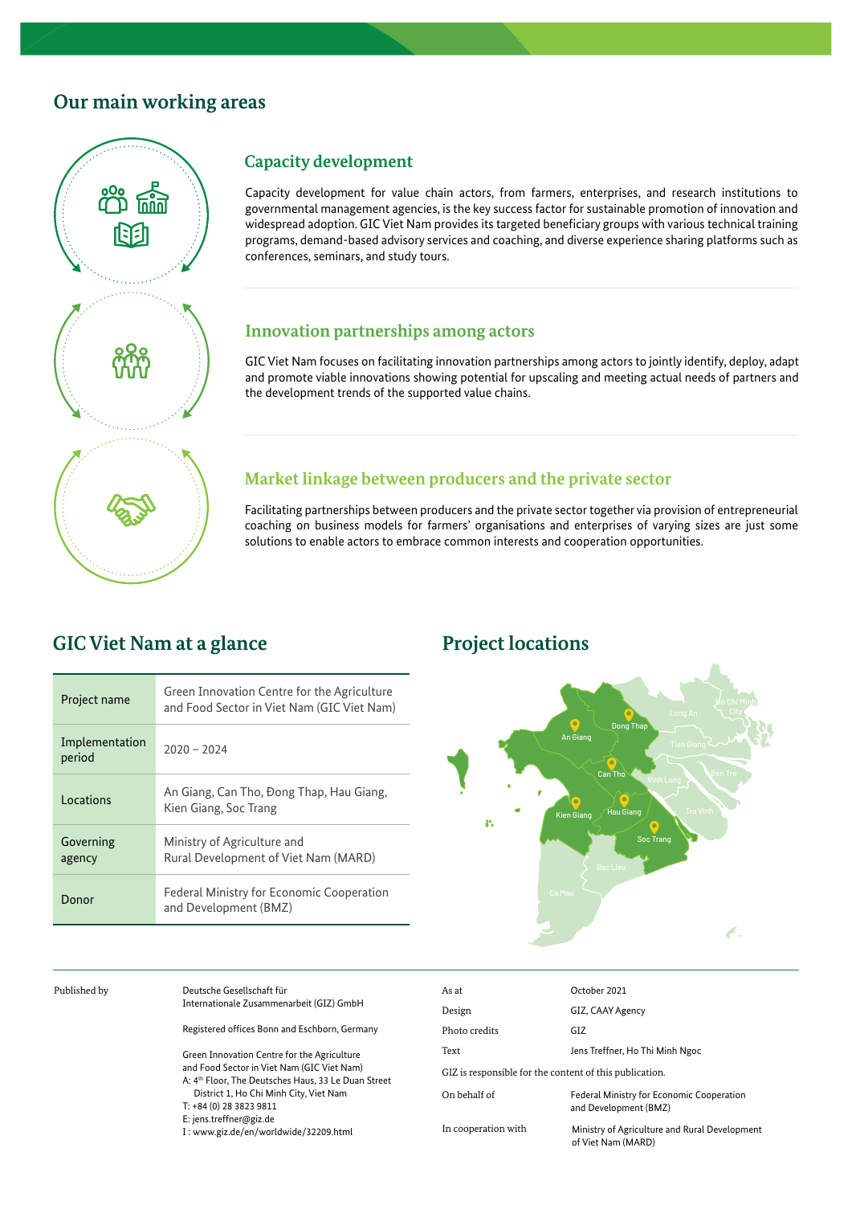## Our main working areas

### Capacity development

Capacity development for value chain actors, from farmers, enterprises, and research institutions to governmental management agencies, is the key success factor for sustainable promotion of innovation and widespread adoption. GIC Viet Nam provides its targeted beneficiary groups with various technical training programs, demand-based advisory services and coaching, and diverse experience sharing platforms such as conferences, seminars, and study tours.

### Innovation partnerships among actors

GIC Viet Nam focuses on facilitating innovation partnerships among actors to jointly identify, deploy, adapt and promote viable innovations showing potential for upscaling and meeting actual needs of partners and the development trends of the supported value chains.

### Market linkage between producers and the private sector

Facilitating partnerships between producers and the private sector together via provision of entrepreneurial coaching on business models for farmers' organisations and enterprises of varying sizes are just some solutions to enable actors to embrace common interests and cooperation opportunities.

## GIC Viet Nam at a glance

| | |
|---|---|
| Project name | Green Innovation Centre for the Agriculture and Food Sector in Viet Nam (GIC Viet Nam) |
| Implementation period | 2020 – 2024 |
| Locations | An Giang, Can Tho, Đong Thap, Hau Giang, Kien Giang, Soc Trang |
| Governing agency | Ministry of Agriculture and Rural Development of Viet Nam (MARD) |
| Donor | Federal Ministry for Economic Cooperation and Development (BMZ) |

## Project locations

An Giang
Dong Thap
Long An
Ho Chi Minh City
Tien Giang
Can Tho
Vinh Long
Ben Tre
Kien Giang
Hau Giang
Tra Vinh
Soc Trang
Bac Lieu
Ca Mau

---

Published by
Deutsche Gesellschaft für Internationale Zusammenarbeit (GIZ) GmbH

Registered offices Bonn and Eschborn, Germany

Green Innovation Centre for the Agriculture and Food Sector in Viet Nam (GIC Viet Nam)
A: 4th Floor, The Deutsches Haus, 33 Le Duan Street
District 1, Ho Chi Minh City, Viet Nam
T: +84 (0) 28 3823 9811
E: jens.treffner@giz.de
I : www.giz.de/en/worldwide/32209.html

As at: October 2021

Design: GIZ, CAAY Agency

Photo credits: GIZ

Text: Jens Treffner, Ho Thi Minh Ngoc

GIZ is responsible for the content of this publication.

On behalf of: Federal Ministry for Economic Cooperation and Development (BMZ)

In cooperation with: Ministry of Agriculture and Rural Development of Viet Nam (MARD)